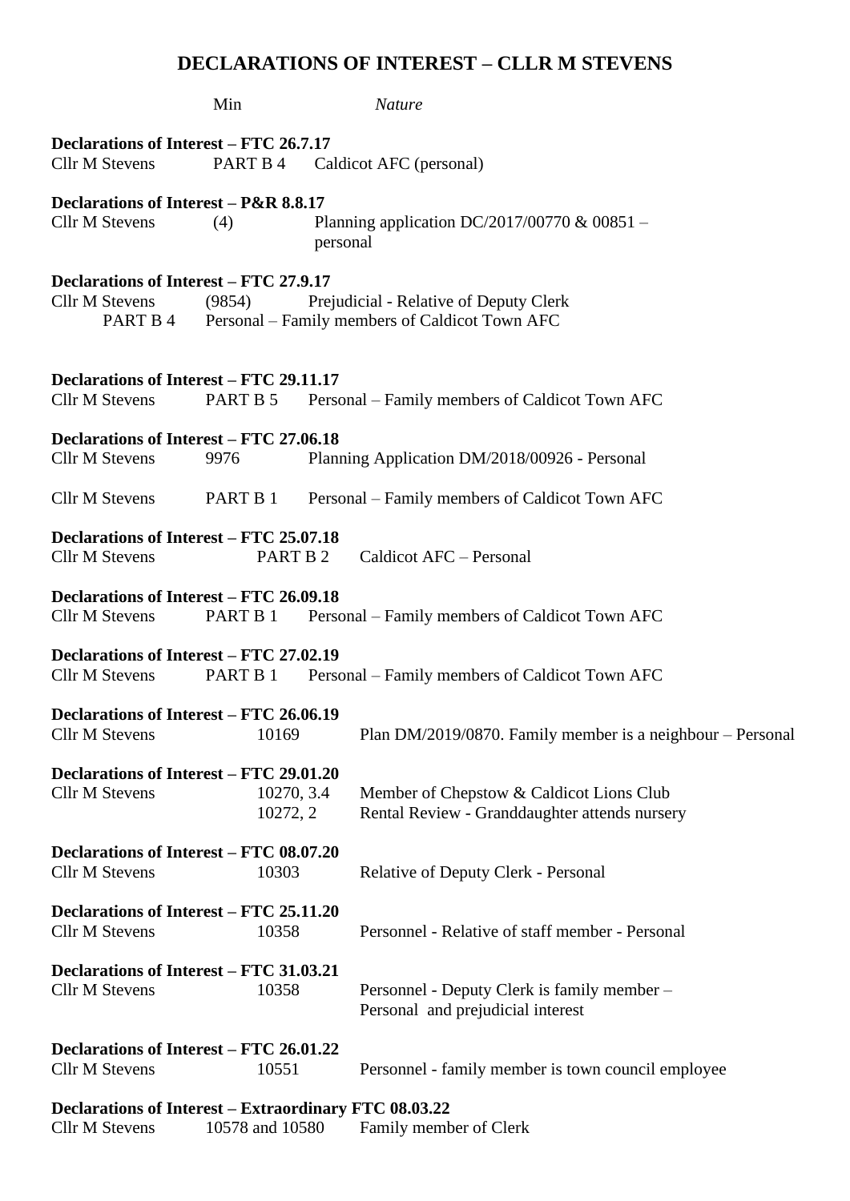# DECLARATIONS OF INTEREST – CLLR M STEVENS

| | Min | *Nature* |
|---|---|---|
| **Declarations of Interest – FTC 26.7.17** | | |
| Cllr M Stevens | PART B 4 | Caldicot AFC (personal) |
| **Declarations of Interest – P&R 8.8.17** | | |
| Cllr M Stevens | (4) | Planning application DC/2017/00770 & 00851 – personal |
| **Declarations of Interest – FTC 27.9.17** | | |
| Cllr M Stevens | (9854) | Prejudicial - Relative of Deputy Clerk |
| | PART B 4 | Personal – Family members of Caldicot Town AFC |
| **Declarations of Interest – FTC 29.11.17** | | |
| Cllr M Stevens | PART B 5 | Personal – Family members of Caldicot Town AFC |
| **Declarations of Interest – FTC 27.06.18** | | |
| Cllr M Stevens | 9976 | Planning Application DM/2018/00926 - Personal |
| Cllr M Stevens | PART B 1 | Personal – Family members of Caldicot Town AFC |
| **Declarations of Interest – FTC 25.07.18** | | |
| Cllr M Stevens | PART B 2 | Caldicot AFC – Personal |
| **Declarations of Interest – FTC 26.09.18** | | |
| Cllr M Stevens | PART B 1 | Personal – Family members of Caldicot Town AFC |
| **Declarations of Interest – FTC 27.02.19** | | |
| Cllr M Stevens | PART B 1 | Personal – Family members of Caldicot Town AFC |
| **Declarations of Interest – FTC 26.06.19** | | |
| Cllr M Stevens | 10169 | Plan DM/2019/0870. Family member is a neighbour – Personal |
| **Declarations of Interest – FTC 29.01.20** | | |
| Cllr M Stevens | 10270, 3.4 | Member of Chepstow & Caldicot Lions Club |
| | 10272, 2 | Rental Review - Granddaughter attends nursery |
| **Declarations of Interest – FTC 08.07.20** | | |
| Cllr M Stevens | 10303 | Relative of Deputy Clerk - Personal |
| **Declarations of Interest – FTC 25.11.20** | | |
| Cllr M Stevens | 10358 | Personnel - Relative of staff member - Personal |
| **Declarations of Interest – FTC 31.03.21** | | |
| Cllr M Stevens | 10358 | Personnel - Deputy Clerk is family member – Personal and prejudicial interest |
| **Declarations of Interest – FTC 26.01.22** | | |
| Cllr M Stevens | 10551 | Personnel - family member is town council employee |
| **Declarations of Interest – Extraordinary FTC 08.03.22** | | |
| Cllr M Stevens | 10578 and 10580 | Family member of Clerk |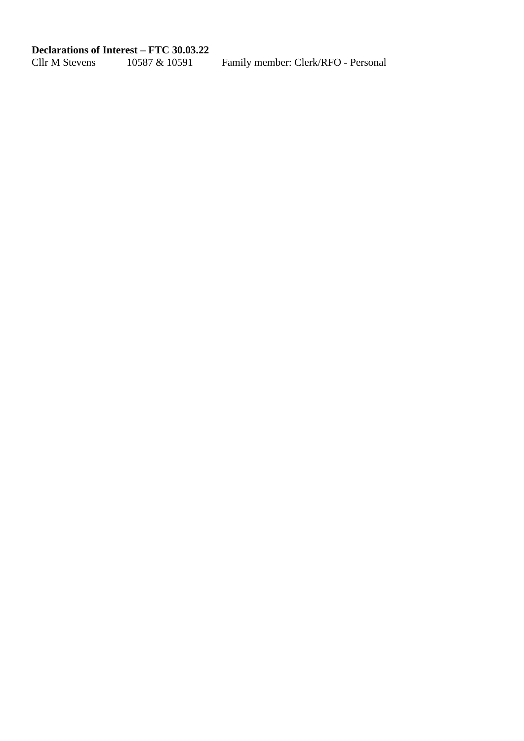**Declarations of Interest – FTC 30.03.22**

| | | |
|---|---|---|
| Cllr M Stevens | 10587 & 10591 | Family member: Clerk/RFO - Personal |